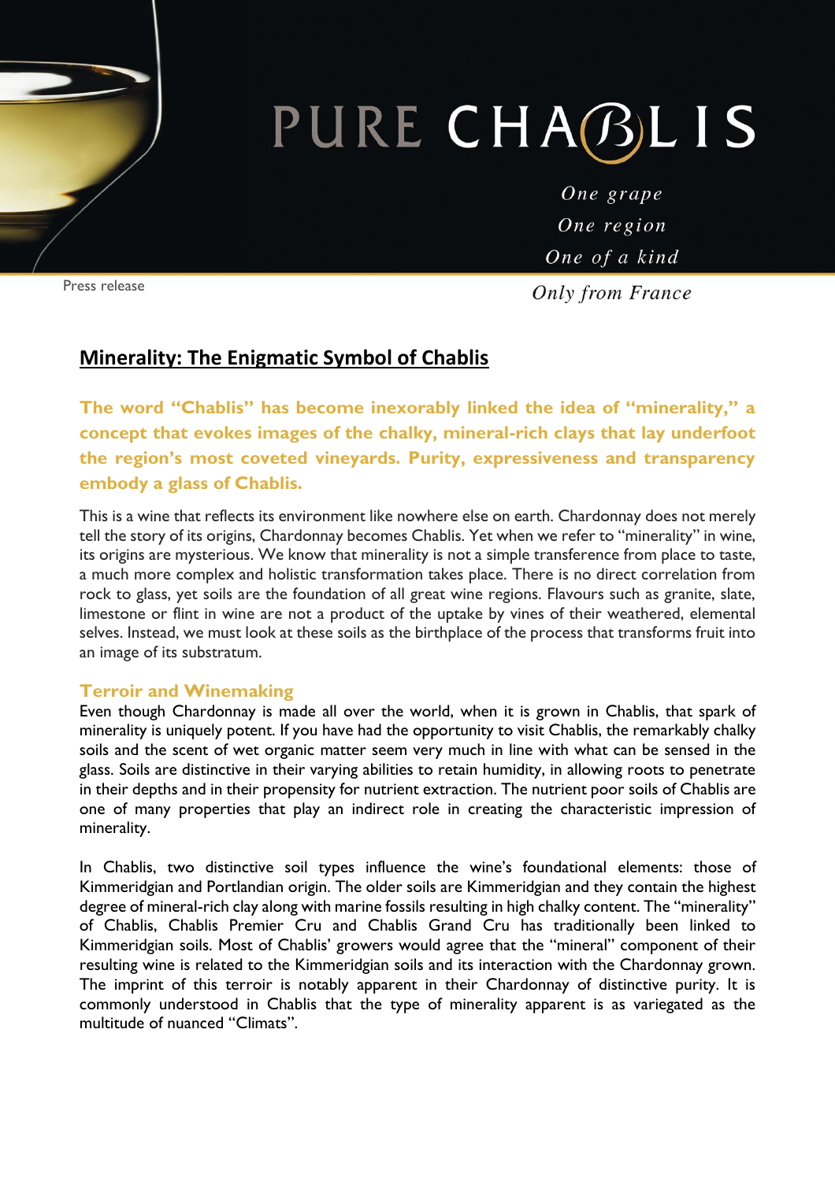PURE CHABLIS

*One grape*
*One region*
*One of a kind*

Press release

*Only from France*

## Minerality: The Enigmatic Symbol of Chablis

**The word "Chablis" has become inexorably linked the idea of "minerality," a concept that evokes images of the chalky, mineral-rich clays that lay underfoot the region's most coveted vineyards. Purity, expressiveness and transparency embody a glass of Chablis.**

This is a wine that reflects its environment like nowhere else on earth. Chardonnay does not merely tell the story of its origins, Chardonnay becomes Chablis. Yet when we refer to "minerality" in wine, its origins are mysterious. We know that minerality is not a simple transference from place to taste, a much more complex and holistic transformation takes place. There is no direct correlation from rock to glass, yet soils are the foundation of all great wine regions. Flavours such as granite, slate, limestone or flint in wine are not a product of the uptake by vines of their weathered, elemental selves. Instead, we must look at these soils as the birthplace of the process that transforms fruit into an image of its substratum.

### Terroir and Winemaking

Even though Chardonnay is made all over the world, when it is grown in Chablis, that spark of minerality is uniquely potent. If you have had the opportunity to visit Chablis, the remarkably chalky soils and the scent of wet organic matter seem very much in line with what can be sensed in the glass. Soils are distinctive in their varying abilities to retain humidity, in allowing roots to penetrate in their depths and in their propensity for nutrient extraction. The nutrient poor soils of Chablis are one of many properties that play an indirect role in creating the characteristic impression of minerality.

In Chablis, two distinctive soil types influence the wine's foundational elements: those of Kimmeridgian and Portlandian origin. The older soils are Kimmeridgian and they contain the highest degree of mineral-rich clay along with marine fossils resulting in high chalky content. The "minerality" of Chablis, Chablis Premier Cru and Chablis Grand Cru has traditionally been linked to Kimmeridgian soils. Most of Chablis' growers would agree that the "mineral" component of their resulting wine is related to the Kimmeridgian soils and its interaction with the Chardonnay grown. The imprint of this terroir is notably apparent in their Chardonnay of distinctive purity. It is commonly understood in Chablis that the type of minerality apparent is as variegated as the multitude of nuanced "Climats".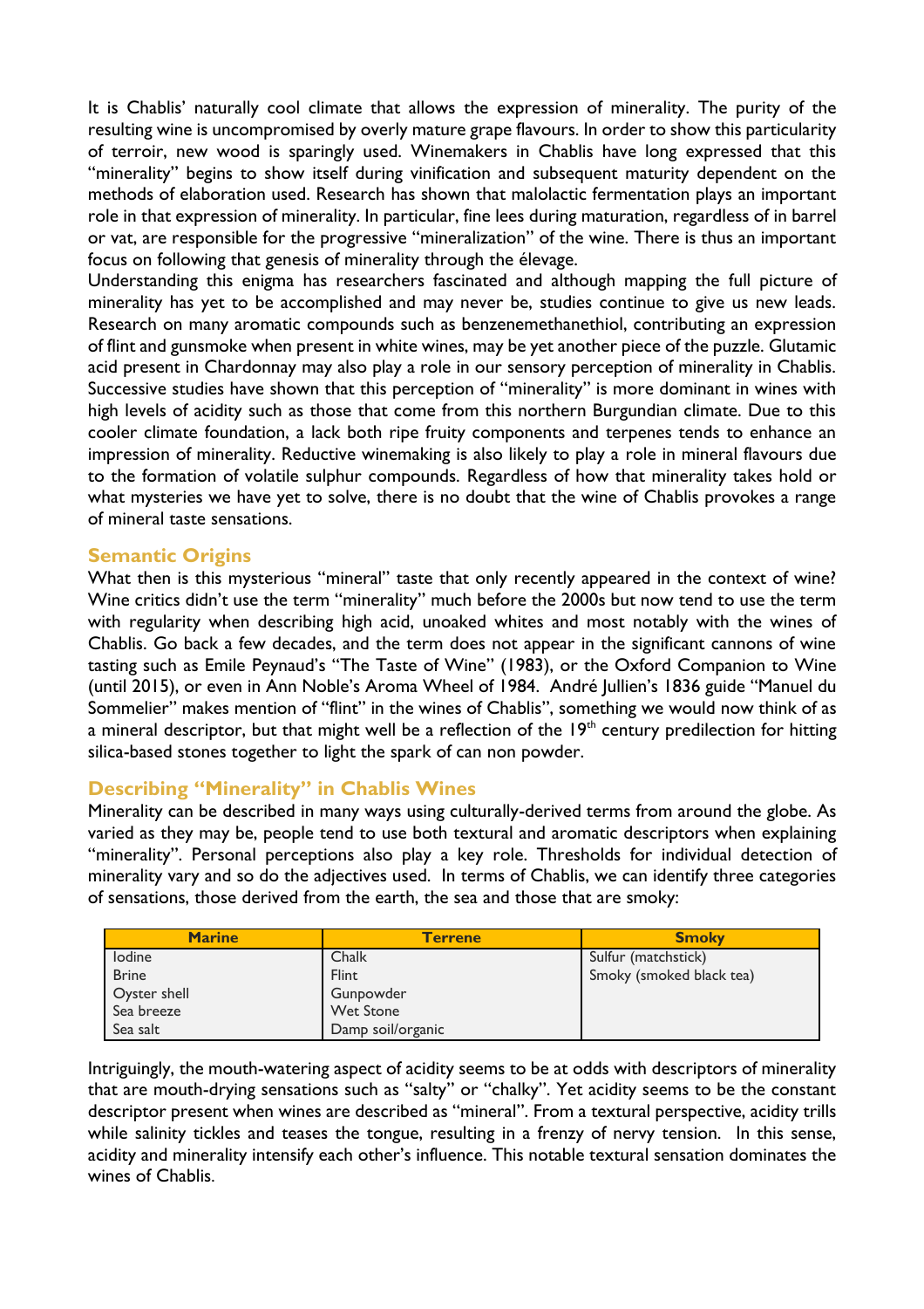It is Chablis' naturally cool climate that allows the expression of minerality. The purity of the resulting wine is uncompromised by overly mature grape flavours. In order to show this particularity of terroir, new wood is sparingly used. Winemakers in Chablis have long expressed that this "minerality" begins to show itself during vinification and subsequent maturity dependent on the methods of elaboration used. Research has shown that malolactic fermentation plays an important role in that expression of minerality. In particular, fine lees during maturation, regardless of in barrel or vat, are responsible for the progressive "mineralization" of the wine. There is thus an important focus on following that genesis of minerality through the élevage.

Understanding this enigma has researchers fascinated and although mapping the full picture of minerality has yet to be accomplished and may never be, studies continue to give us new leads. Research on many aromatic compounds such as benzenemethanethiol, contributing an expression of flint and gunsmoke when present in white wines, may be yet another piece of the puzzle. Glutamic acid present in Chardonnay may also play a role in our sensory perception of minerality in Chablis. Successive studies have shown that this perception of "minerality" is more dominant in wines with high levels of acidity such as those that come from this northern Burgundian climate. Due to this cooler climate foundation, a lack both ripe fruity components and terpenes tends to enhance an impression of minerality. Reductive winemaking is also likely to play a role in mineral flavours due to the formation of volatile sulphur compounds. Regardless of how that minerality takes hold or what mysteries we have yet to solve, there is no doubt that the wine of Chablis provokes a range of mineral taste sensations.

## Semantic Origins

What then is this mysterious "mineral" taste that only recently appeared in the context of wine? Wine critics didn't use the term "minerality" much before the 2000s but now tend to use the term with regularity when describing high acid, unoaked whites and most notably with the wines of Chablis. Go back a few decades, and the term does not appear in the significant cannons of wine tasting such as Emile Peynaud's "The Taste of Wine" (1983), or the Oxford Companion to Wine (until 2015), or even in Ann Noble's Aroma Wheel of 1984. André Jullien's 1836 guide "Manuel du Sommelier" makes mention of "flint" in the wines of Chablis", something we would now think of as a mineral descriptor, but that might well be a reflection of the 19th century predilection for hitting silica-based stones together to light the spark of can non powder.

## Describing "Minerality" in Chablis Wines

Minerality can be described in many ways using culturally-derived terms from around the globe. As varied as they may be, people tend to use both textural and aromatic descriptors when explaining "minerality". Personal perceptions also play a key role. Thresholds for individual detection of minerality vary and so do the adjectives used. In terms of Chablis, we can identify three categories of sensations, those derived from the earth, the sea and those that are smoky:

| Marine | Terrene | Smoky |
|---|---|---|
| Iodine | Chalk | Sulfur (matchstick) |
| Brine | Flint | Smoky (smoked black tea) |
| Oyster shell | Gunpowder | |
| Sea breeze | Wet Stone | |
| Sea salt | Damp soil/organic | |

Intriguingly, the mouth-watering aspect of acidity seems to be at odds with descriptors of minerality that are mouth-drying sensations such as "salty" or "chalky". Yet acidity seems to be the constant descriptor present when wines are described as "mineral". From a textural perspective, acidity trills while salinity tickles and teases the tongue, resulting in a frenzy of nervy tension. In this sense, acidity and minerality intensify each other's influence. This notable textural sensation dominates the wines of Chablis.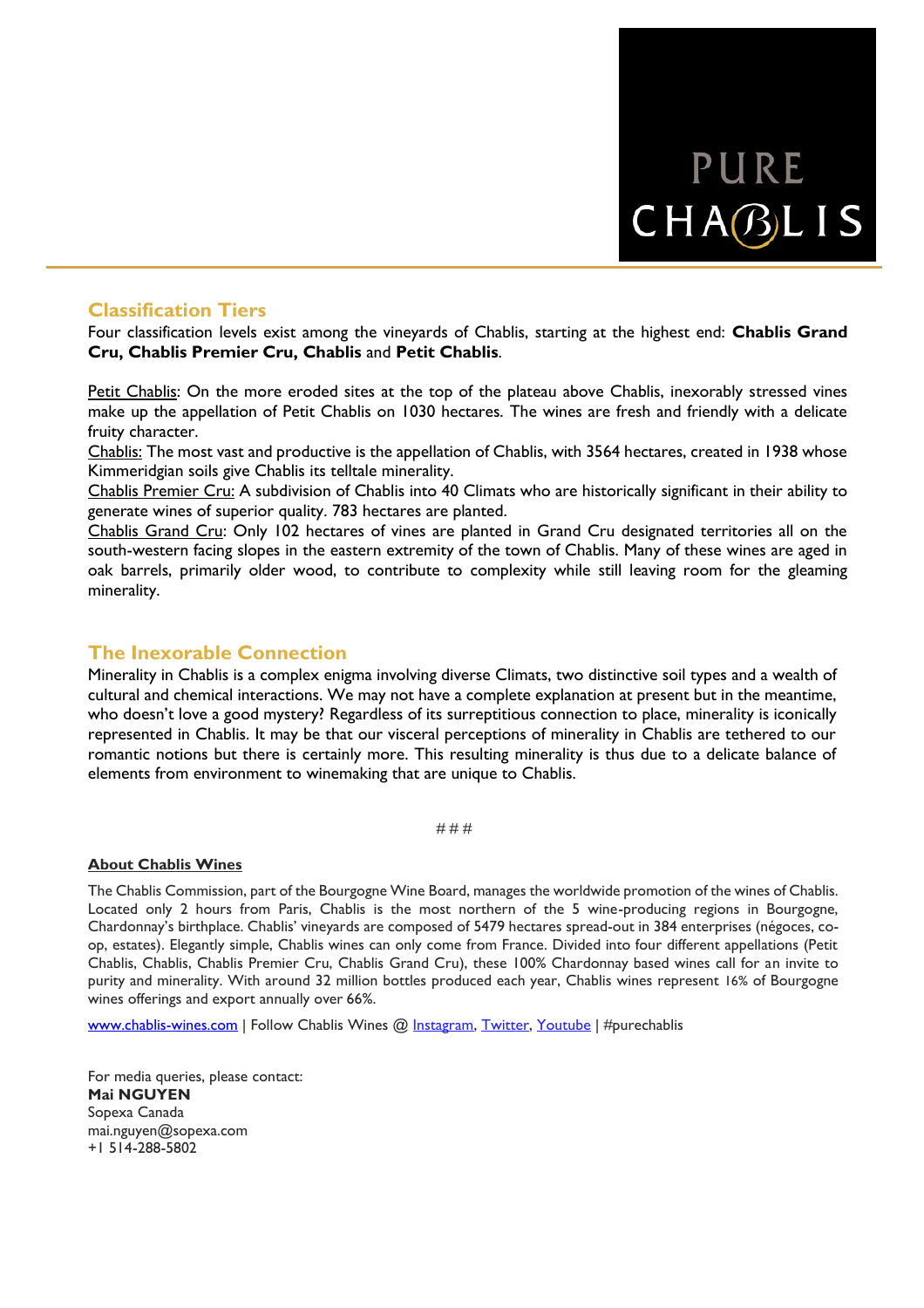PURE CHABLIS

## Classification Tiers

Four classification levels exist among the vineyards of Chablis, starting at the highest end: **Chablis Grand Cru, Chablis Premier Cru, Chablis** and **Petit Chablis**.

Petit Chablis: On the more eroded sites at the top of the plateau above Chablis, inexorably stressed vines make up the appellation of Petit Chablis on 1030 hectares. The wines are fresh and friendly with a delicate fruity character.
Chablis: The most vast and productive is the appellation of Chablis, with 3564 hectares, created in 1938 whose Kimmeridgian soils give Chablis its telltale minerality.
Chablis Premier Cru: A subdivision of Chablis into 40 Climats who are historically significant in their ability to generate wines of superior quality. 783 hectares are planted.
Chablis Grand Cru: Only 102 hectares of vines are planted in Grand Cru designated territories all on the south-western facing slopes in the eastern extremity of the town of Chablis. Many of these wines are aged in oak barrels, primarily older wood, to contribute to complexity while still leaving room for the gleaming minerality.

## The Inexorable Connection

Minerality in Chablis is a complex enigma involving diverse Climats, two distinctive soil types and a wealth of cultural and chemical interactions. We may not have a complete explanation at present but in the meantime, who doesn't love a good mystery? Regardless of its surreptitious connection to place, minerality is iconically represented in Chablis. It may be that our visceral perceptions of minerality in Chablis are tethered to our romantic notions but there is certainly more. This resulting minerality is thus due to a delicate balance of elements from environment to winemaking that are unique to Chablis.

###

**About Chablis Wines**

The Chablis Commission, part of the Bourgogne Wine Board, manages the worldwide promotion of the wines of Chablis. Located only 2 hours from Paris, Chablis is the most northern of the 5 wine-producing regions in Bourgogne, Chardonnay's birthplace. Chablis' vineyards are composed of 5479 hectares spread-out in 384 enterprises (négoces, co-op, estates). Elegantly simple, Chablis wines can only come from France. Divided into four different appellations (Petit Chablis, Chablis, Chablis Premier Cru, Chablis Grand Cru), these 100% Chardonnay based wines call for an invite to purity and minerality. With around 32 million bottles produced each year, Chablis wines represent 16% of Bourgogne wines offerings and export annually over 66%.

www.chablis-wines.com | Follow Chablis Wines @ Instagram, Twitter, Youtube | #purechablis

For media queries, please contact:
**Mai NGUYEN**
Sopexa Canada
mai.nguyen@sopexa.com
+1 514-288-5802